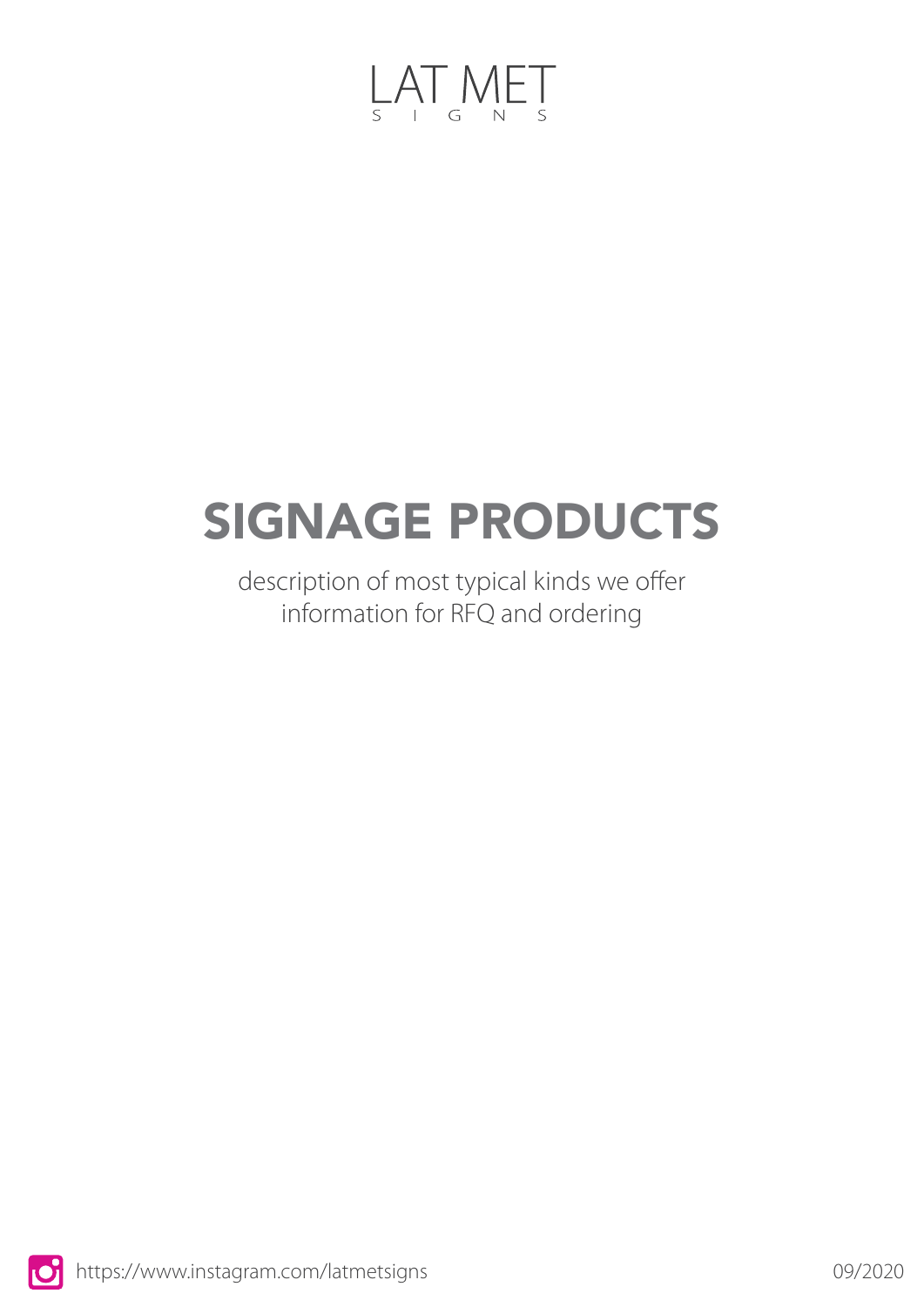LAT MET
S I G N S

# SIGNAGE PRODUCTS

description of most typical kinds we offer
information for RFQ and ordering

https://www.instagram.com/latmetsigns

09/2020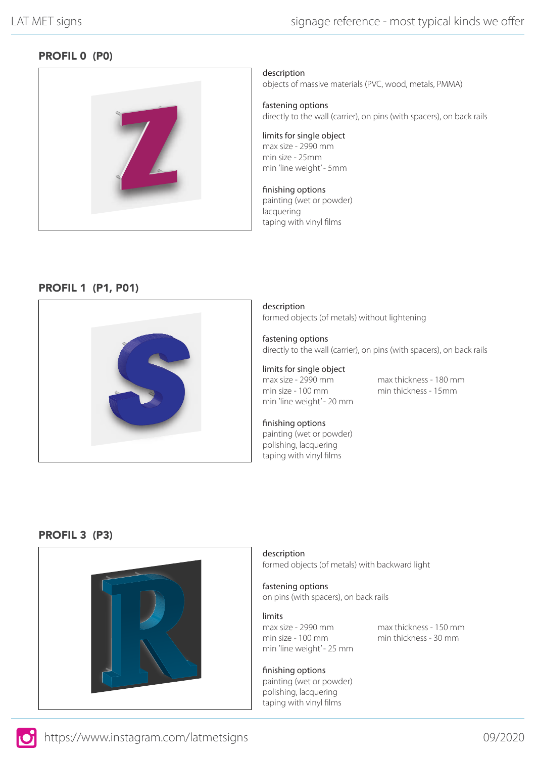## PROFIL 0 (P0)

description
objects of massive materials (PVC, wood, metals, PMMA)

fastening options
directly to the wall (carrier), on pins (with spacers), on back rails

limits for single object
max size - 2990 mm
min size - 25mm
min 'line weight' - 5mm

finishing options
painting (wet or powder)
lacquering
taping with vinyl films

## PROFIL 1 (P1, P01)

description
formed objects (of metals) without lightening

fastening options
directly to the wall (carrier), on pins (with spacers), on back rails

limits for single object
max size - 2990 mm
min size - 100 mm
min 'line weight' - 20 mm
max thickness - 180 mm
min thickness - 15mm

finishing options
painting (wet or powder)
polishing, lacquering
taping with vinyl films

## PROFIL 3 (P3)

description
formed objects (of metals) with backward light

fastening options
on pins (with spacers), on back rails

limits
max size - 2990 mm
min size - 100 mm
min 'line weight' - 25 mm
max thickness - 150 mm
min thickness - 30 mm

finishing options
painting (wet or powder)
polishing, lacquering
taping with vinyl films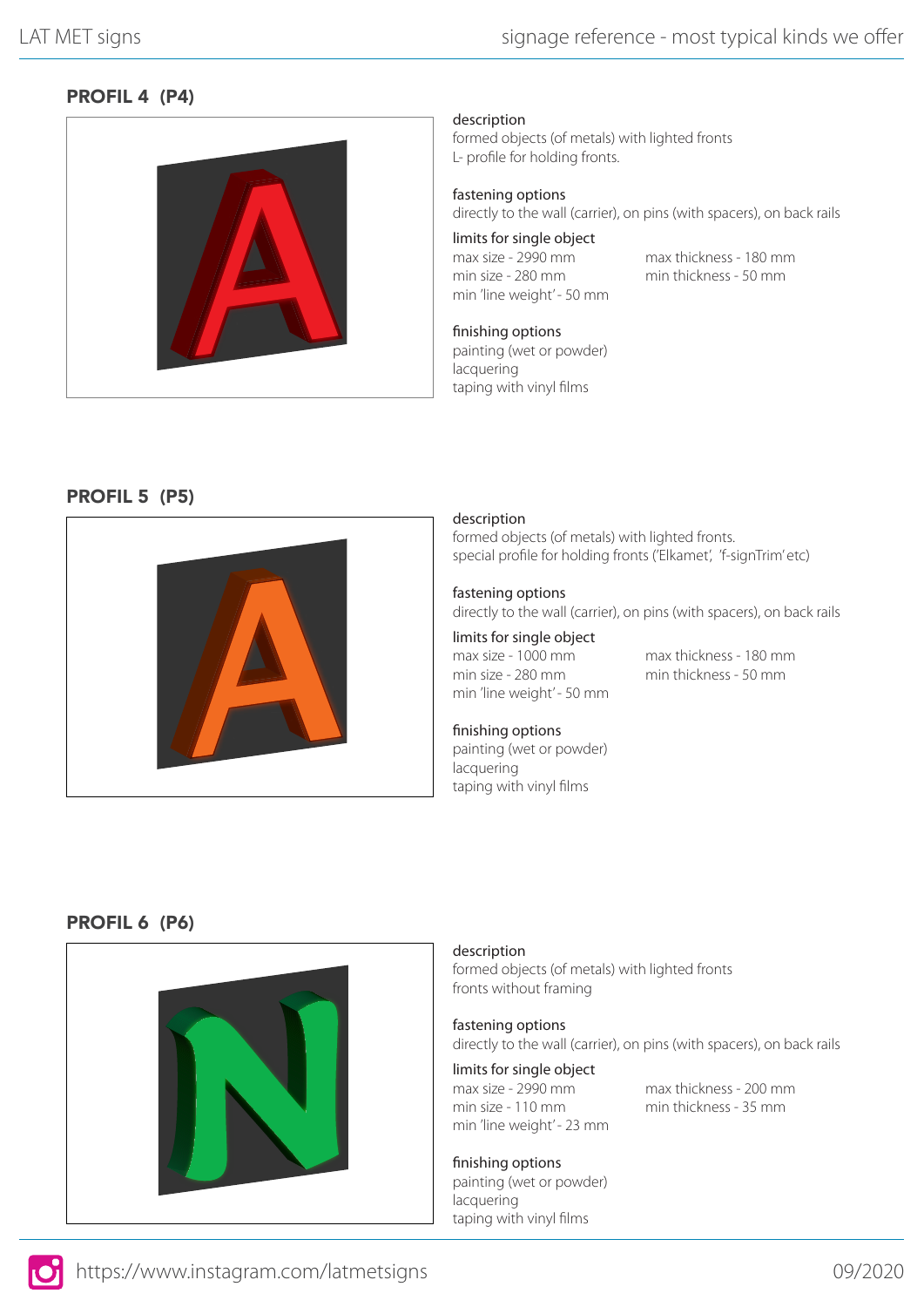## PROFIL 4 (P4)

description
formed objects (of metals) with lighted fronts
L- profile for holding fronts.

fastening options
directly to the wall (carrier), on pins (with spacers), on back rails

limits for single object
max size - 2990 mm
min size - 280 mm
min 'line weight' - 50 mm
max thickness - 180 mm
min thickness - 50 mm

finishing options
painting (wet or powder)
lacquering
taping with vinyl films

## PROFIL 5 (P5)

description
formed objects (of metals) with lighted fronts.
special profile for holding fronts ('Elkamet', 'f-signTrim' etc)

fastening options
directly to the wall (carrier), on pins (with spacers), on back rails

limits for single object
max size - 1000 mm
min size - 280 mm
min 'line weight' - 50 mm
max thickness - 180 mm
min thickness - 50 mm

finishing options
painting (wet or powder)
lacquering
taping with vinyl films

## PROFIL 6 (P6)

description
formed objects (of metals) with lighted fronts
fronts without framing

fastening options
directly to the wall (carrier), on pins (with spacers), on back rails

limits for single object
max size - 2990 mm
min size - 110 mm
min 'line weight' - 23 mm
max thickness - 200 mm
min thickness - 35 mm

finishing options
painting (wet or powder)
lacquering
taping with vinyl films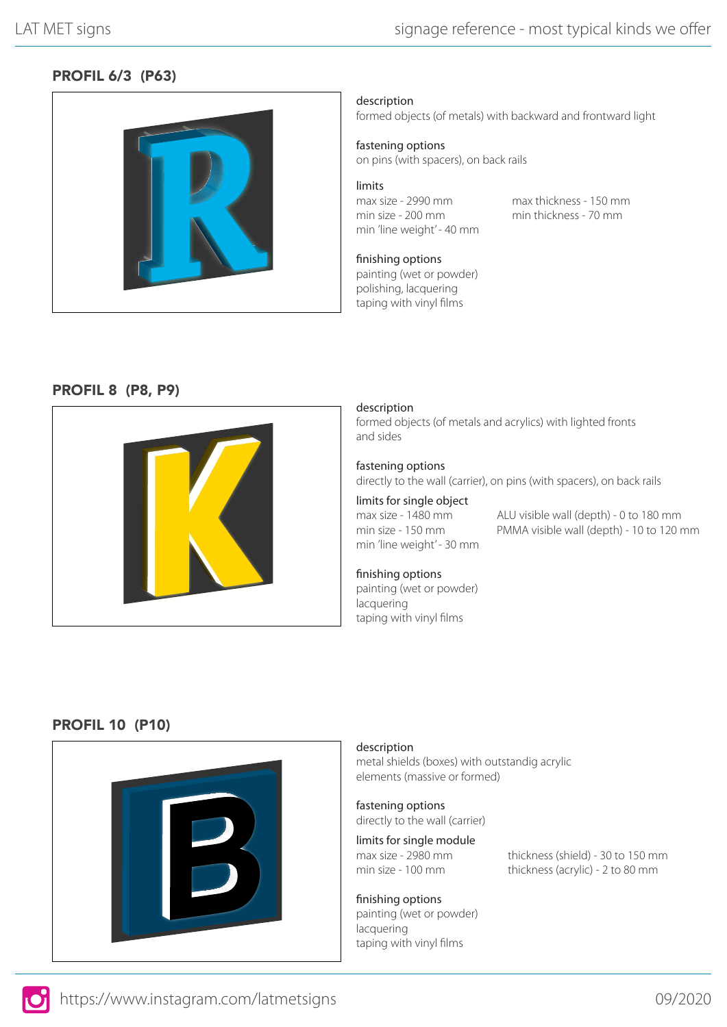## PROFIL 6/3 (P63)

description
formed objects (of metals) with backward and frontward light

fastening options
on pins (with spacers), on back rails

limits
max size - 2990 mm
min size - 200 mm
min 'line weight' - 40 mm
max thickness - 150 mm
min thickness - 70 mm

finishing options
painting (wet or powder)
polishing, lacquering
taping with vinyl films

## PROFIL 8 (P8, P9)

description
formed objects (of metals and acrylics) with lighted fronts and sides

fastening options
directly to the wall (carrier), on pins (with spacers), on back rails

limits for single object
max size - 1480 mm
min size - 150 mm
min 'line weight' - 30 mm
ALU visible wall (depth) - 0 to 180 mm
PMMA visible wall (depth) - 10 to 120 mm

finishing options
painting (wet or powder)
lacquering
taping with vinyl films

## PROFIL 10 (P10)

description
metal shields (boxes) with outstandig acrylic elements (massive or formed)

fastening options
directly to the wall (carrier)

limits for single module
max size - 2980 mm
min size - 100 mm
thickness (shield) - 30 to 150 mm
thickness (acrylic) - 2 to 80 mm

finishing options
painting (wet or powder)
lacquering
taping with vinyl films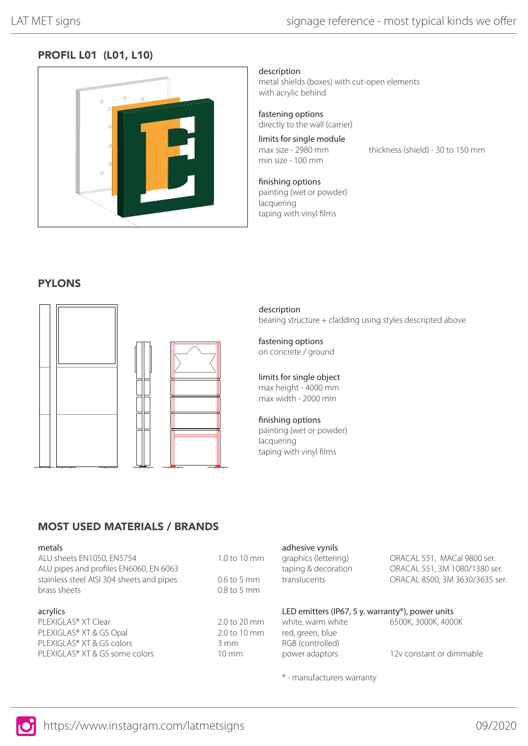## PROFIL L01 (L01, L10)

description
metal shields (boxes) with cut-open elements with acrylic behind

fastening options
directly to the wall (carrier)

limits for single module
max size - 2980 mm
min size - 100 mm
thickness (shield) - 30 to 150 mm

finishing options
painting (wet or powder)
lacquering
taping with vinyl films

## PYLONS

description
bearing structure + cladding using styles descripted above

fastening options
on concrete / ground

limits for single object
max height - 4000 mm
max width - 2000 mm

finishing options
painting (wet or powder)
lacquering
taping with vinyl films

## MOST USED MATERIALS / BRANDS

**metals**

| | |
|---|---|
| ALU sheets EN1050, EN5754 | 1.0 to 10 mm |
| ALU pipes and profiles EN6060, EN 6063 | |
| stainless steel AISI 304 sheets and pipes | 0.6 to 5 mm |
| brass sheets | 0.8 to 5 mm |

**acrylics**

| | |
|---|---|
| PLEXIGLAS® XT Clear | 2.0 to 20 mm |
| PLEXIGLAS® XT & GS Opal | 2.0 to 10 mm |
| PLEXIGLAS® XT & GS colors | 3 mm |
| PLEXIGLAS® XT & GS some colors | 10 mm |

**adhesive vynils**

| | |
|---|---|
| graphics (lettering) | ORACAL 551, MACal 9800 ser. |
| taping & decoration | ORACAL 551, 3M 1080/1380 ser. |
| translucents | ORACAL 8500, 3M 3630/3635 ser. |

**LED emitters (IP67, 5 y. warranty*), power units**

| | |
|---|---|
| white, warm white | 6500K, 3000K, 4000K |
| red, green, blue | |
| RGB (controlled) | |
| power adaptors | 12v constant or dimmable |

* - manufacturers warranty

https://www.instagram.com/latmetsigns

09/2020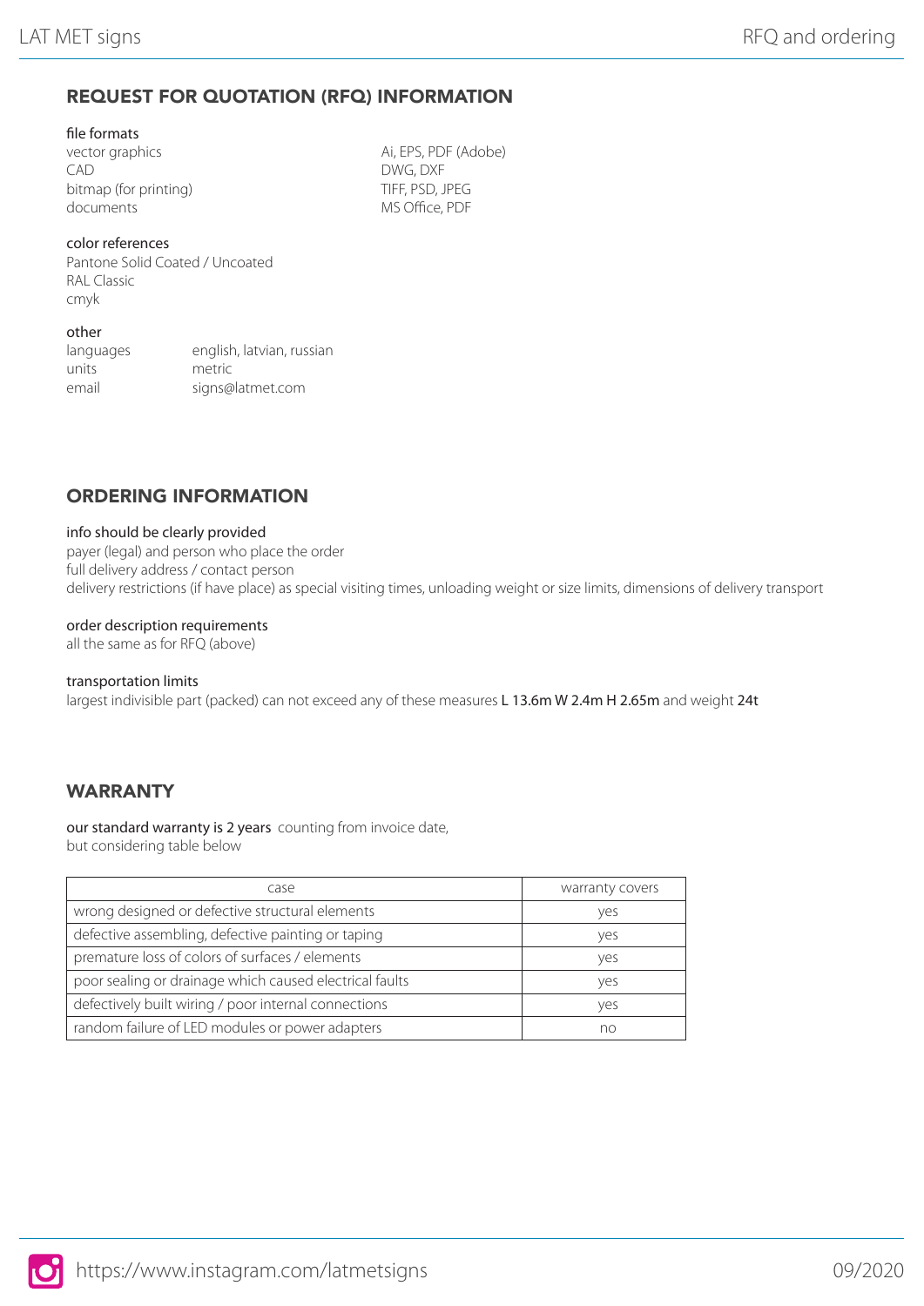## REQUEST FOR QUOTATION (RFQ) INFORMATION

### file formats

| | |
|---|---|
| vector graphics | Ai, EPS, PDF (Adobe) |
| CAD | DWG, DXF |
| bitmap (for printing) | TIFF, PSD, JPEG |
| documents | MS Office, PDF |

### color references

Pantone Solid Coated / Uncoated
RAL Classic
cmyk

### other

| | |
|---|---|
| languages | english, latvian, russian |
| units | metric |
| email | signs@latmet.com |

## ORDERING INFORMATION

### info should be clearly provided

payer (legal) and person who place the order
full delivery address / contact person
delivery restrictions (if have place) as special visiting times, unloading weight or size limits, dimensions of delivery transport

### order description requirements

all the same as for RFQ (above)

### transportation limits

largest indivisible part (packed) can not exceed any of these measures **L 13.6m W 2.4m H 2.65m** and weight **24t**

## WARRANTY

**our standard warranty is 2 years** counting from invoice date,
but considering table below

| case | warranty covers |
|---|---|
| wrong designed or defective structural elements | yes |
| defective assembling, defective painting or taping | yes |
| premature loss of colors of surfaces / elements | yes |
| poor sealing or drainage which caused electrical faults | yes |
| defectively built wiring / poor internal connections | yes |
| random failure of LED modules or power adapters | no |